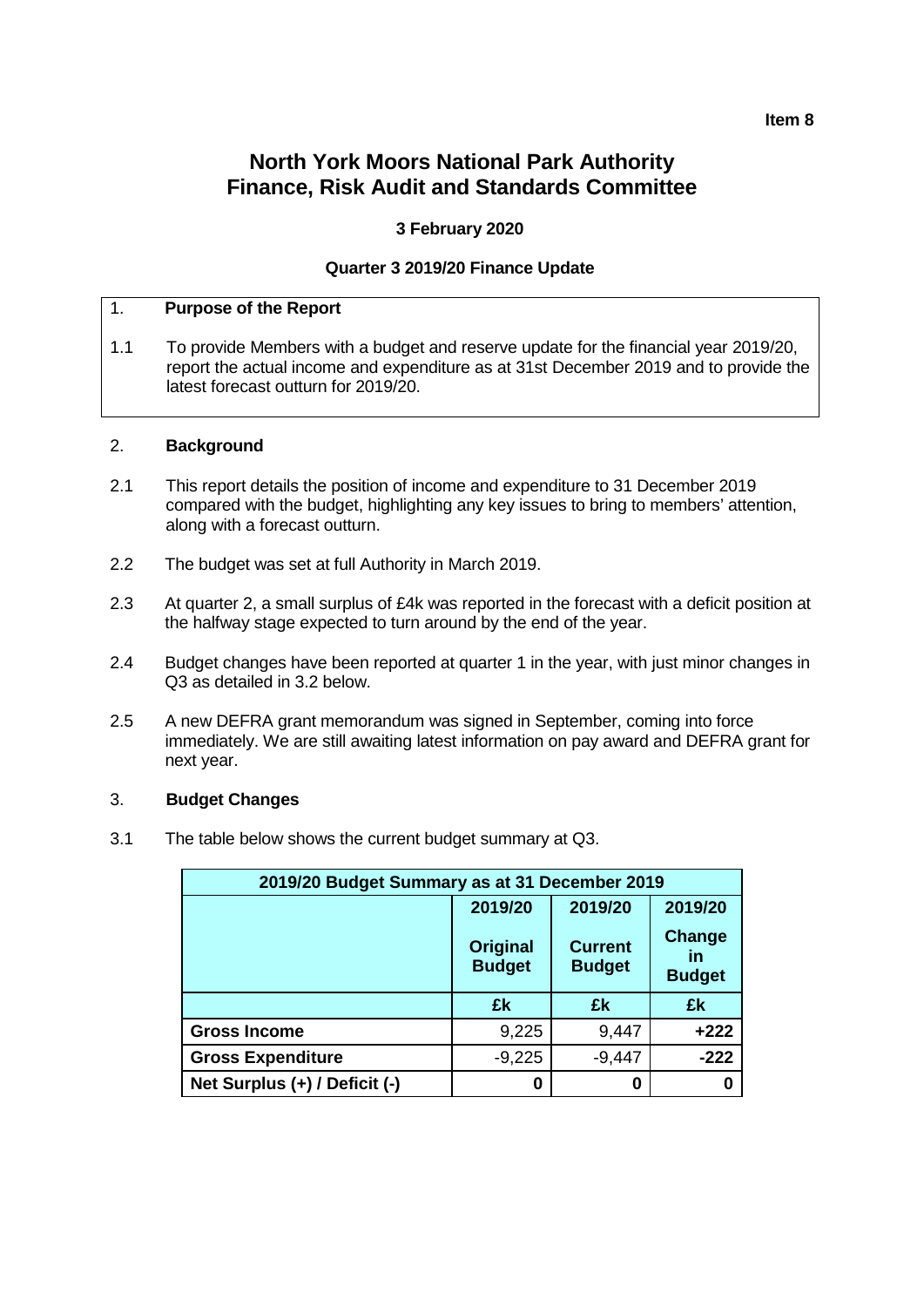**Item 8**

# North York Moors National Park Authority
# Finance, Risk Audit and Standards Committee

**3 February 2020**

**Quarter 3 2019/20 Finance Update**

## 1. Purpose of the Report

1.1 To provide Members with a budget and reserve update for the financial year 2019/20, report the actual income and expenditure as at 31st December 2019 and to provide the latest forecast outturn for 2019/20.

## 2. Background

2.1 This report details the position of income and expenditure to 31 December 2019 compared with the budget, highlighting any key issues to bring to members' attention, along with a forecast outturn.

2.2 The budget was set at full Authority in March 2019.

2.3 At quarter 2, a small surplus of £4k was reported in the forecast with a deficit position at the halfway stage expected to turn around by the end of the year.

2.4 Budget changes have been reported at quarter 1 in the year, with just minor changes in Q3 as detailed in 3.2 below.

2.5 A new DEFRA grant memorandum was signed in September, coming into force immediately. We are still awaiting latest information on pay award and DEFRA grant for next year.

## 3. Budget Changes

3.1 The table below shows the current budget summary at Q3.

| 2019/20 Budget Summary as at 31 December 2019 | | | |
|---|---|---|---|
| | 2019/20 Original Budget | 2019/20 Current Budget | 2019/20 Change in Budget |
| | £k | £k | £k |
| **Gross Income** | 9,225 | 9,447 | **+222** |
| **Gross Expenditure** | -9,225 | -9,447 | **-222** |
| **Net Surplus (+) / Deficit (-)** | **0** | **0** | **0** |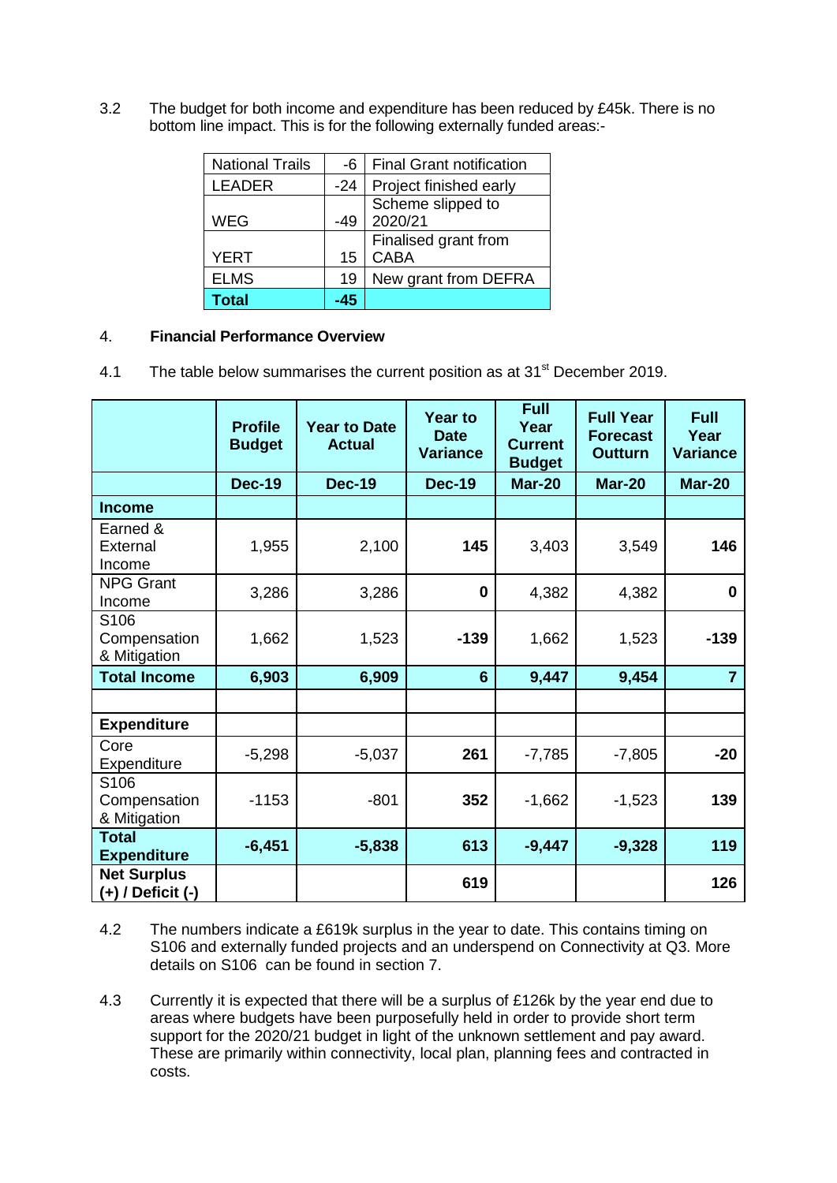3.2 The budget for both income and expenditure has been reduced by £45k. There is no bottom line impact. This is for the following externally funded areas:-

| | | |
|---|---|---|
| National Trails | -6 | Final Grant notification |
| LEADER | -24 | Project finished early |
| WEG | -49 | Scheme slipped to 2020/21 |
| YERT | 15 | Finalised grant from CABA |
| ELMS | 19 | New grant from DEFRA |
| **Total** | **-45** | |

4. **Financial Performance Overview**

4.1 The table below summarises the current position as at 31st December 2019.

| | Profile Budget | Year to Date Actual | Year to Date Variance | Full Year Current Budget | Full Year Forecast Outturn | Full Year Variance |
|---|---|---|---|---|---|---|
| | **Dec-19** | **Dec-19** | **Dec-19** | **Mar-20** | **Mar-20** | **Mar-20** |
| **Income** | | | | | | |
| Earned & External Income | 1,955 | 2,100 | **145** | 3,403 | 3,549 | **146** |
| NPG Grant Income | 3,286 | 3,286 | **0** | 4,382 | 4,382 | **0** |
| S106 Compensation & Mitigation | 1,662 | 1,523 | **-139** | 1,662 | 1,523 | **-139** |
| **Total Income** | **6,903** | **6,909** | **6** | **9,447** | **9,454** | **7** |
| | | | | | | |
| **Expenditure** | | | | | | |
| Core Expenditure | -5,298 | -5,037 | **261** | -7,785 | -7,805 | **-20** |
| S106 Compensation & Mitigation | -1153 | -801 | **352** | -1,662 | -1,523 | **139** |
| **Total Expenditure** | **-6,451** | **-5,838** | **613** | **-9,447** | **-9,328** | **119** |
| **Net Surplus (+) / Deficit (-)** | | | **619** | | | **126** |

4.2 The numbers indicate a £619k surplus in the year to date. This contains timing on S106 and externally funded projects and an underspend on Connectivity at Q3. More details on S106 can be found in section 7.

4.3 Currently it is expected that there will be a surplus of £126k by the year end due to areas where budgets have been purposefully held in order to provide short term support for the 2020/21 budget in light of the unknown settlement and pay award. These are primarily within connectivity, local plan, planning fees and contracted in costs.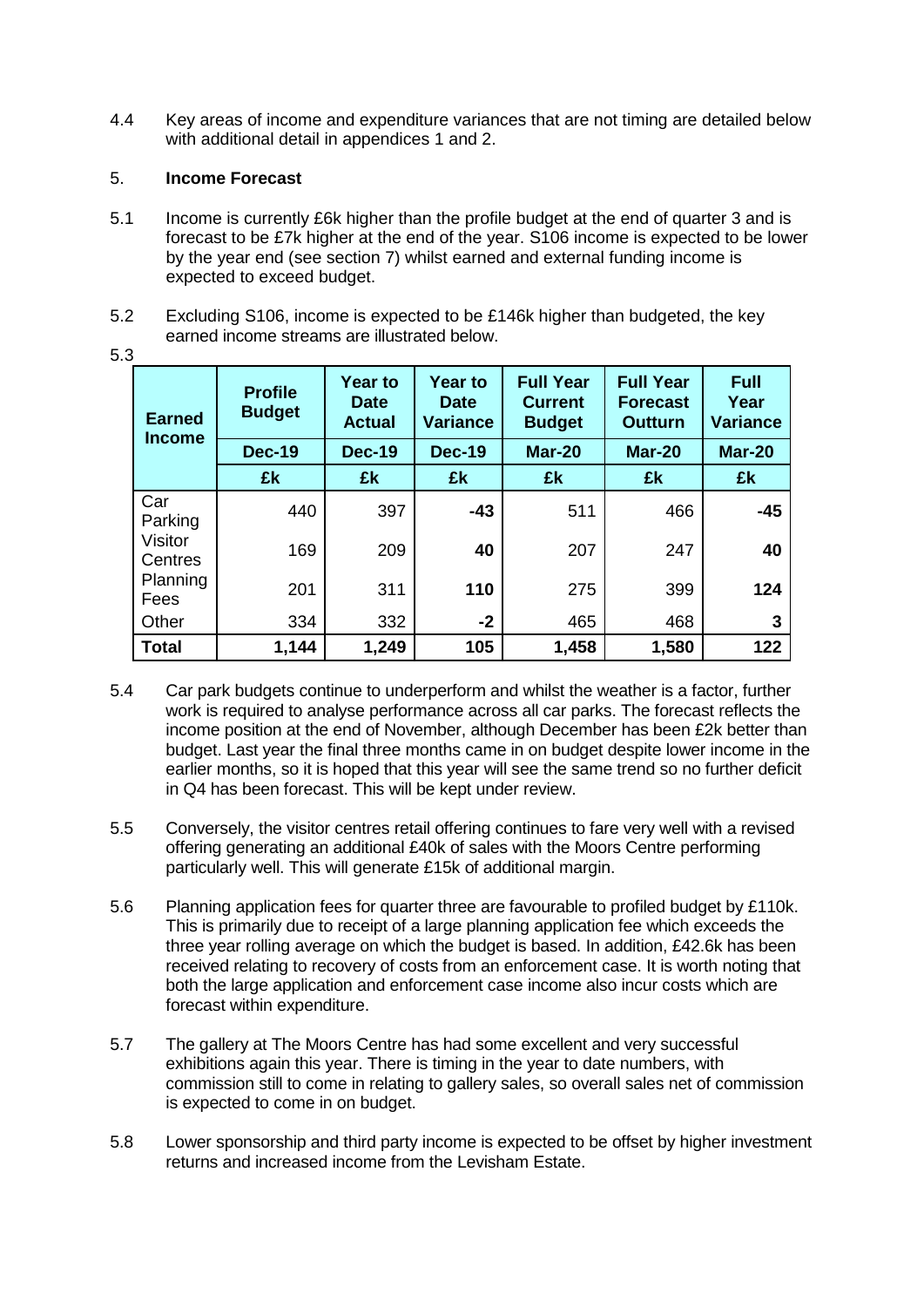4.4 Key areas of income and expenditure variances that are not timing are detailed below with additional detail in appendices 1 and 2.

## 5. Income Forecast

5.1 Income is currently £6k higher than the profile budget at the end of quarter 3 and is forecast to be £7k higher at the end of the year. S106 income is expected to be lower by the year end (see section 7) whilst earned and external funding income is expected to exceed budget.

5.2 Excluding S106, income is expected to be £146k higher than budgeted, the key earned income streams are illustrated below.

5.3

| Earned Income | Profile Budget | Year to Date Actual | Year to Date Variance | Full Year Current Budget | Full Year Forecast Outturn | Full Year Variance |
|---|---|---|---|---|---|---|
| | Dec-19 | Dec-19 | Dec-19 | Mar-20 | Mar-20 | Mar-20 |
| | £k | £k | £k | £k | £k | £k |
| Car Parking | 440 | 397 | **-43** | 511 | 466 | **-45** |
| Visitor Centres | 169 | 209 | **40** | 207 | 247 | **40** |
| Planning Fees | 201 | 311 | **110** | 275 | 399 | **124** |
| Other | 334 | 332 | **-2** | 465 | 468 | **3** |
| **Total** | **1,144** | **1,249** | **105** | **1,458** | **1,580** | **122** |

5.4 Car park budgets continue to underperform and whilst the weather is a factor, further work is required to analyse performance across all car parks. The forecast reflects the income position at the end of November, although December has been £2k better than budget. Last year the final three months came in on budget despite lower income in the earlier months, so it is hoped that this year will see the same trend so no further deficit in Q4 has been forecast. This will be kept under review.

5.5 Conversely, the visitor centres retail offering continues to fare very well with a revised offering generating an additional £40k of sales with the Moors Centre performing particularly well. This will generate £15k of additional margin.

5.6 Planning application fees for quarter three are favourable to profiled budget by £110k. This is primarily due to receipt of a large planning application fee which exceeds the three year rolling average on which the budget is based. In addition, £42.6k has been received relating to recovery of costs from an enforcement case. It is worth noting that both the large application and enforcement case income also incur costs which are forecast within expenditure.

5.7 The gallery at The Moors Centre has had some excellent and very successful exhibitions again this year. There is timing in the year to date numbers, with commission still to come in relating to gallery sales, so overall sales net of commission is expected to come in on budget.

5.8 Lower sponsorship and third party income is expected to be offset by higher investment returns and increased income from the Levisham Estate.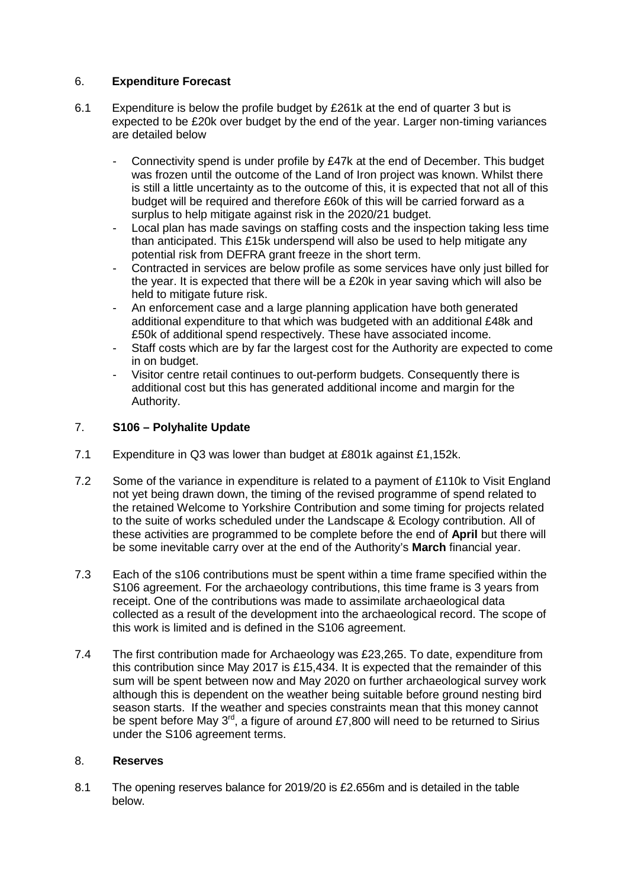## 6. **Expenditure Forecast**

6.1 Expenditure is below the profile budget by £261k at the end of quarter 3 but is expected to be £20k over budget by the end of the year. Larger non-timing variances are detailed below

- Connectivity spend is under profile by £47k at the end of December. This budget was frozen until the outcome of the Land of Iron project was known. Whilst there is still a little uncertainty as to the outcome of this, it is expected that not all of this budget will be required and therefore £60k of this will be carried forward as a surplus to help mitigate against risk in the 2020/21 budget.
- Local plan has made savings on staffing costs and the inspection taking less time than anticipated. This £15k underspend will also be used to help mitigate any potential risk from DEFRA grant freeze in the short term.
- Contracted in services are below profile as some services have only just billed for the year. It is expected that there will be a £20k in year saving which will also be held to mitigate future risk.
- An enforcement case and a large planning application have both generated additional expenditure to that which was budgeted with an additional £48k and £50k of additional spend respectively. These have associated income.
- Staff costs which are by far the largest cost for the Authority are expected to come in on budget.
- Visitor centre retail continues to out-perform budgets. Consequently there is additional cost but this has generated additional income and margin for the Authority.

## 7. **S106 – Polyhalite Update**

7.1 Expenditure in Q3 was lower than budget at £801k against £1,152k.

7.2 Some of the variance in expenditure is related to a payment of £110k to Visit England not yet being drawn down, the timing of the revised programme of spend related to the retained Welcome to Yorkshire Contribution and some timing for projects related to the suite of works scheduled under the Landscape & Ecology contribution. All of these activities are programmed to be complete before the end of **April** but there will be some inevitable carry over at the end of the Authority's **March** financial year.

7.3 Each of the s106 contributions must be spent within a time frame specified within the S106 agreement. For the archaeology contributions, this time frame is 3 years from receipt. One of the contributions was made to assimilate archaeological data collected as a result of the development into the archaeological record. The scope of this work is limited and is defined in the S106 agreement.

7.4 The first contribution made for Archaeology was £23,265. To date, expenditure from this contribution since May 2017 is £15,434. It is expected that the remainder of this sum will be spent between now and May 2020 on further archaeological survey work although this is dependent on the weather being suitable before ground nesting bird season starts. If the weather and species constraints mean that this money cannot be spent before May 3rd, a figure of around £7,800 will need to be returned to Sirius under the S106 agreement terms.

## 8. **Reserves**

8.1 The opening reserves balance for 2019/20 is £2.656m and is detailed in the table below.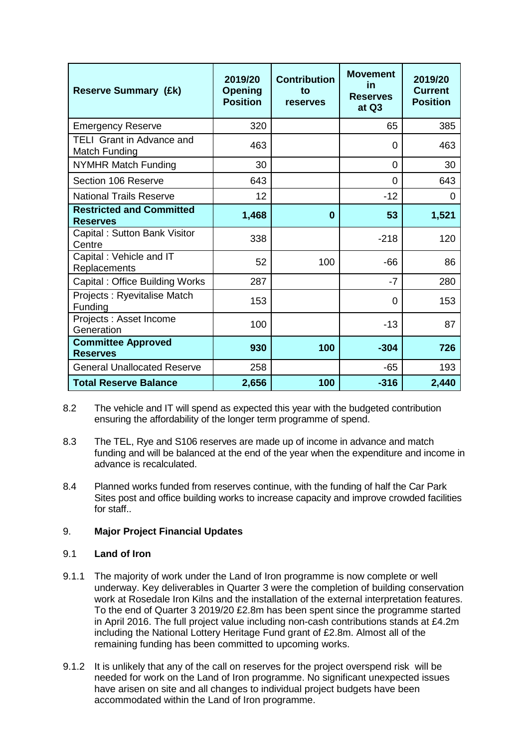| Reserve Summary (£k) | 2019/20 Opening Position | Contribution to reserves | Movement in Reserves at Q3 | 2019/20 Current Position |
|---|---|---|---|---|
| Emergency Reserve | 320 | | 65 | 385 |
| TELI Grant in Advance and Match Funding | 463 | | 0 | 463 |
| NYMHR Match Funding | 30 | | 0 | 30 |
| Section 106 Reserve | 643 | | 0 | 643 |
| National Trails Reserve | 12 | | -12 | 0 |
| **Restricted and Committed Reserves** | **1,468** | **0** | **53** | **1,521** |
| Capital : Sutton Bank Visitor Centre | 338 | | -218 | 120 |
| Capital : Vehicle and IT Replacements | 52 | 100 | -66 | 86 |
| Capital : Office Building Works | 287 | | -7 | 280 |
| Projects : Ryevitalise Match Funding | 153 | | 0 | 153 |
| Projects : Asset Income Generation | 100 | | -13 | 87 |
| **Committee Approved Reserves** | **930** | **100** | **-304** | **726** |
| General Unallocated Reserve | 258 | | -65 | 193 |
| **Total Reserve Balance** | **2,656** | **100** | **-316** | **2,440** |

8.2 The vehicle and IT will spend as expected this year with the budgeted contribution ensuring the affordability of the longer term programme of spend.

8.3 The TEL, Rye and S106 reserves are made up of income in advance and match funding and will be balanced at the end of the year when the expenditure and income in advance is recalculated.

8.4 Planned works funded from reserves continue, with the funding of half the Car Park Sites post and office building works to increase capacity and improve crowded facilities for staff..

## 9. Major Project Financial Updates

### 9.1 Land of Iron

9.1.1 The majority of work under the Land of Iron programme is now complete or well underway. Key deliverables in Quarter 3 were the completion of building conservation work at Rosedale Iron Kilns and the installation of the external interpretation features. To the end of Quarter 3 2019/20 £2.8m has been spent since the programme started in April 2016. The full project value including non-cash contributions stands at £4.2m including the National Lottery Heritage Fund grant of £2.8m. Almost all of the remaining funding has been committed to upcoming works.

9.1.2 It is unlikely that any of the call on reserves for the project overspend risk will be needed for work on the Land of Iron programme. No significant unexpected issues have arisen on site and all changes to individual project budgets have been accommodated within the Land of Iron programme.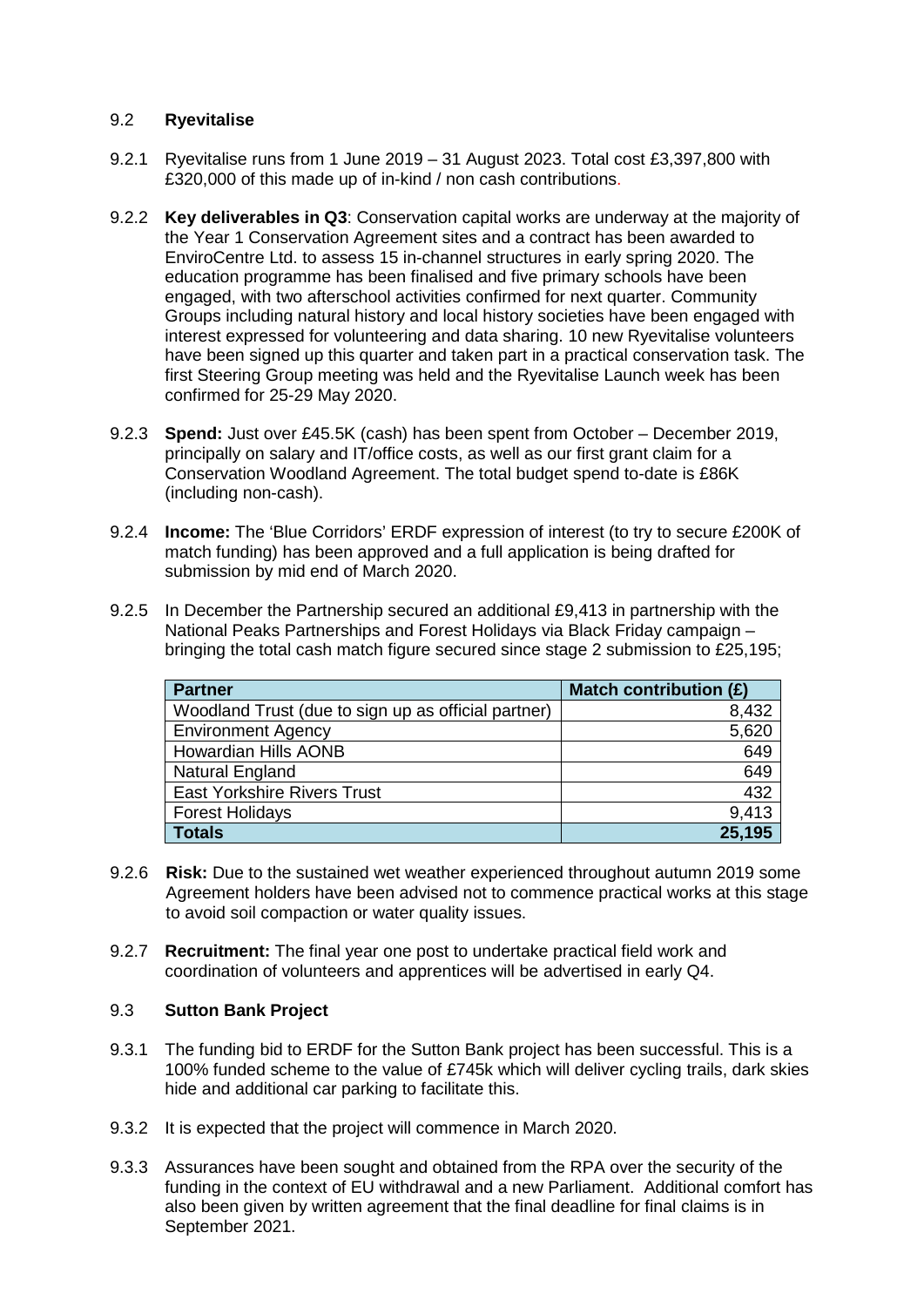### 9.2 **Ryevitalise**

9.2.1 Ryevitalise runs from 1 June 2019 – 31 August 2023. Total cost £3,397,800 with £320,000 of this made up of in-kind / non cash contributions.

9.2.2 **Key deliverables in Q3**: Conservation capital works are underway at the majority of the Year 1 Conservation Agreement sites and a contract has been awarded to EnviroCentre Ltd. to assess 15 in-channel structures in early spring 2020. The education programme has been finalised and five primary schools have been engaged, with two afterschool activities confirmed for next quarter. Community Groups including natural history and local history societies have been engaged with interest expressed for volunteering and data sharing. 10 new Ryevitalise volunteers have been signed up this quarter and taken part in a practical conservation task. The first Steering Group meeting was held and the Ryevitalise Launch week has been confirmed for 25-29 May 2020.

9.2.3 **Spend:** Just over £45.5K (cash) has been spent from October – December 2019, principally on salary and IT/office costs, as well as our first grant claim for a Conservation Woodland Agreement. The total budget spend to-date is £86K (including non-cash).

9.2.4 **Income:** The 'Blue Corridors' ERDF expression of interest (to try to secure £200K of match funding) has been approved and a full application is being drafted for submission by mid end of March 2020.

9.2.5 In December the Partnership secured an additional £9,413 in partnership with the National Peaks Partnerships and Forest Holidays via Black Friday campaign – bringing the total cash match figure secured since stage 2 submission to £25,195;

| Partner | Match contribution (£) |
|---|---:|
| Woodland Trust (due to sign up as official partner) | 8,432 |
| Environment Agency | 5,620 |
| Howardian Hills AONB | 649 |
| Natural England | 649 |
| East Yorkshire Rivers Trust | 432 |
| Forest Holidays | 9,413 |
| **Totals** | **25,195** |

9.2.6 **Risk:** Due to the sustained wet weather experienced throughout autumn 2019 some Agreement holders have been advised not to commence practical works at this stage to avoid soil compaction or water quality issues.

9.2.7 **Recruitment:** The final year one post to undertake practical field work and coordination of volunteers and apprentices will be advertised in early Q4.

### 9.3 **Sutton Bank Project**

9.3.1 The funding bid to ERDF for the Sutton Bank project has been successful. This is a 100% funded scheme to the value of £745k which will deliver cycling trails, dark skies hide and additional car parking to facilitate this.

9.3.2 It is expected that the project will commence in March 2020.

9.3.3 Assurances have been sought and obtained from the RPA over the security of the funding in the context of EU withdrawal and a new Parliament. Additional comfort has also been given by written agreement that the final deadline for final claims is in September 2021.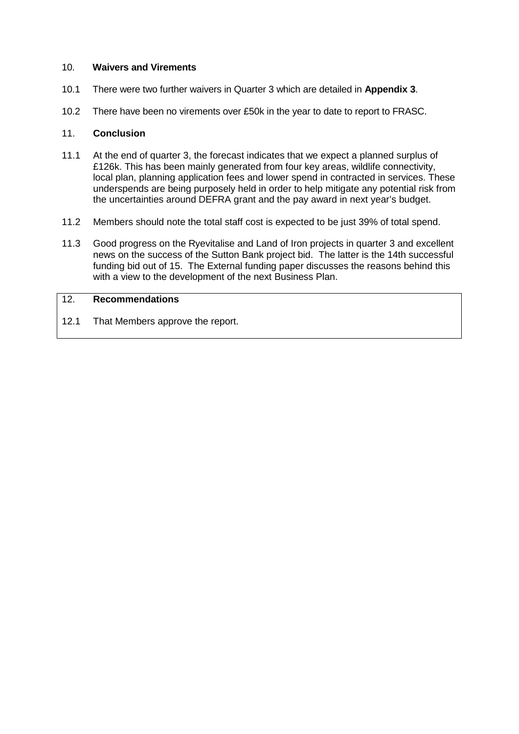## 10. **Waivers and Virements**

10.1 There were two further waivers in Quarter 3 which are detailed in **Appendix 3**.

10.2 There have been no virements over £50k in the year to date to report to FRASC.

## 11. **Conclusion**

11.1 At the end of quarter 3, the forecast indicates that we expect a planned surplus of £126k. This has been mainly generated from four key areas, wildlife connectivity, local plan, planning application fees and lower spend in contracted in services. These underspends are being purposely held in order to help mitigate any potential risk from the uncertainties around DEFRA grant and the pay award in next year's budget.

11.2 Members should note the total staff cost is expected to be just 39% of total spend.

11.3 Good progress on the Ryevitalise and Land of Iron projects in quarter 3 and excellent news on the success of the Sutton Bank project bid. The latter is the 14th successful funding bid out of 15. The External funding paper discusses the reasons behind this with a view to the development of the next Business Plan.

## 12. **Recommendations**

12.1 That Members approve the report.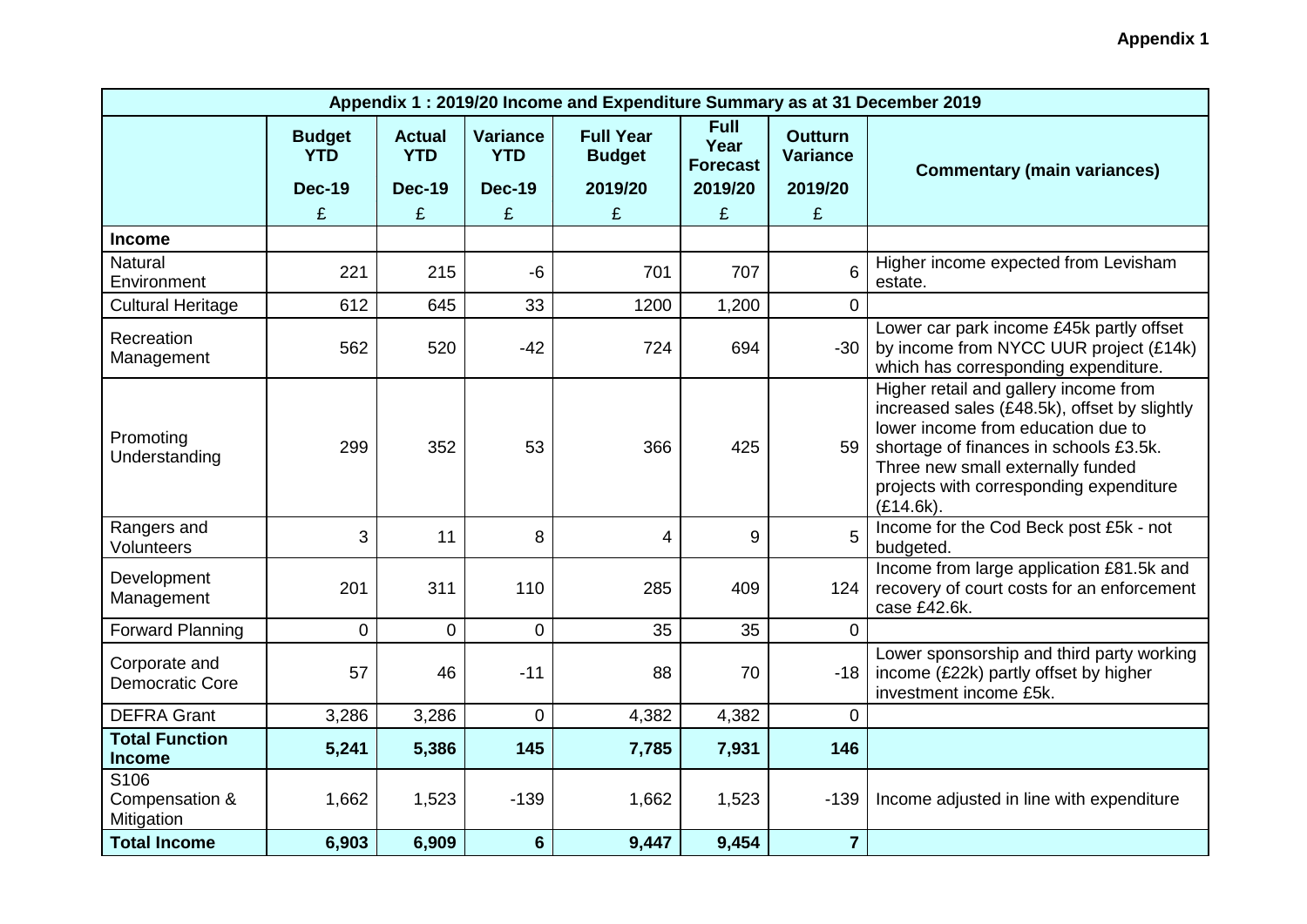**Appendix 1**

| Appendix 1 : 2019/20 Income and Expenditure Summary as at 31 December 2019 | | | | | | | |
|---|---|---|---|---|---|---|---|
| | Budget YTD Dec-19 £ | Actual YTD Dec-19 £ | Variance YTD Dec-19 £ | Full Year Budget 2019/20 £ | Full Year Forecast 2019/20 £ | Outturn Variance 2019/20 £ | Commentary (main variances) |
| **Income** | | | | | | | |
| Natural Environment | 221 | 215 | -6 | 701 | 707 | 6 | Higher income expected from Levisham estate. |
| Cultural Heritage | 612 | 645 | 33 | 1200 | 1,200 | 0 | |
| Recreation Management | 562 | 520 | -42 | 724 | 694 | -30 | Lower car park income £45k partly offset by income from NYCC UUR project (£14k) which has corresponding expenditure. |
| Promoting Understanding | 299 | 352 | 53 | 366 | 425 | 59 | Higher retail and gallery income from increased sales (£48.5k), offset by slightly lower income from education due to shortage of finances in schools £3.5k. Three new small externally funded projects with corresponding expenditure (£14.6k). |
| Rangers and Volunteers | 3 | 11 | 8 | 4 | 9 | 5 | Income for the Cod Beck post £5k - not budgeted. |
| Development Management | 201 | 311 | 110 | 285 | 409 | 124 | Income from large application £81.5k and recovery of court costs for an enforcement case £42.6k. |
| Forward Planning | 0 | 0 | 0 | 35 | 35 | 0 | |
| Corporate and Democratic Core | 57 | 46 | -11 | 88 | 70 | -18 | Lower sponsorship and third party working income (£22k) partly offset by higher investment income £5k. |
| DEFRA Grant | 3,286 | 3,286 | 0 | 4,382 | 4,382 | 0 | |
| **Total Function Income** | **5,241** | **5,386** | **145** | **7,785** | **7,931** | **146** | |
| S106 Compensation & Mitigation | 1,662 | 1,523 | -139 | 1,662 | 1,523 | -139 | Income adjusted in line with expenditure |
| **Total Income** | **6,903** | **6,909** | **6** | **9,447** | **9,454** | **7** | |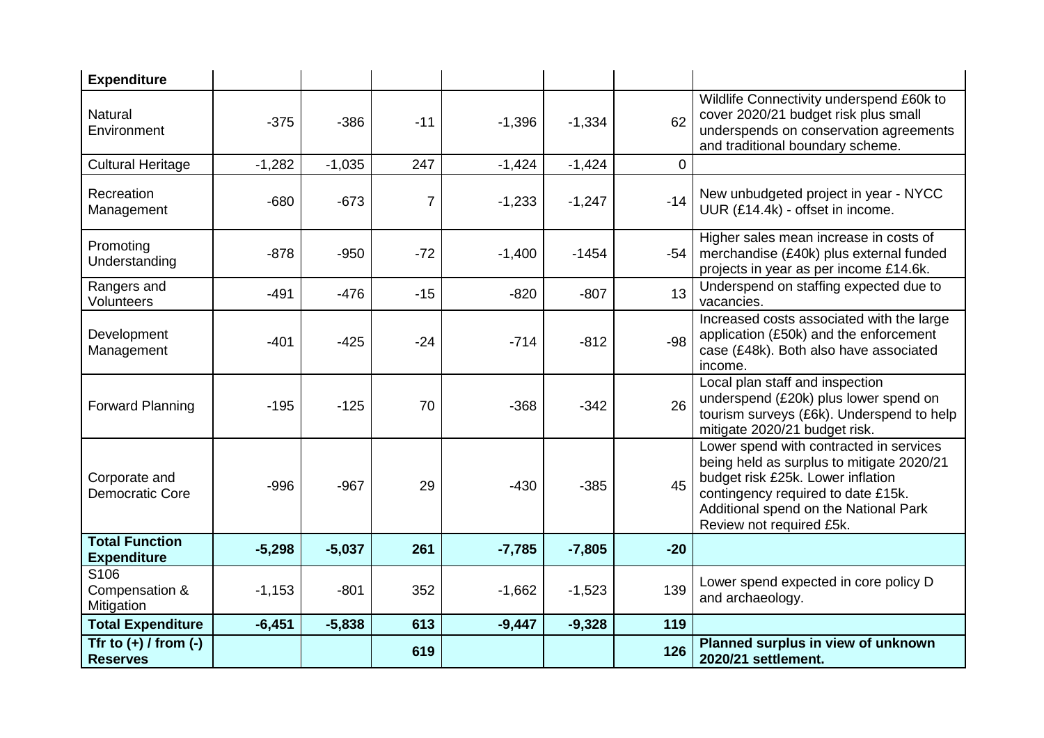| Expenditure | | | | | | | |
|---|---|---|---|---|---|---|---|
| Natural Environment | -375 | -386 | -11 | -1,396 | -1,334 | 62 | Wildlife Connectivity underspend £60k to cover 2020/21 budget risk plus small underspends on conservation agreements and traditional boundary scheme. |
| Cultural Heritage | -1,282 | -1,035 | 247 | -1,424 | -1,424 | 0 | |
| Recreation Management | -680 | -673 | 7 | -1,233 | -1,247 | -14 | New unbudgeted project in year - NYCC UUR (£14.4k) - offset in income. |
| Promoting Understanding | -878 | -950 | -72 | -1,400 | -1454 | -54 | Higher sales mean increase in costs of merchandise (£40k) plus external funded projects in year as per income £14.6k. |
| Rangers and Volunteers | -491 | -476 | -15 | -820 | -807 | 13 | Underspend on staffing expected due to vacancies. |
| Development Management | -401 | -425 | -24 | -714 | -812 | -98 | Increased costs associated with the large application (£50k) and the enforcement case (£48k). Both also have associated income. |
| Forward Planning | -195 | -125 | 70 | -368 | -342 | 26 | Local plan staff and inspection underspend (£20k) plus lower spend on tourism surveys (£6k). Underspend to help mitigate 2020/21 budget risk. |
| Corporate and Democratic Core | -996 | -967 | 29 | -430 | -385 | 45 | Lower spend with contracted in services being held as surplus to mitigate 2020/21 budget risk £25k. Lower inflation contingency required to date £15k. Additional spend on the National Park Review not required £5k. |
| **Total Function Expenditure** | **-5,298** | **-5,037** | **261** | **-7,785** | **-7,805** | **-20** | |
| S106 Compensation & Mitigation | -1,153 | -801 | 352 | -1,662 | -1,523 | 139 | Lower spend expected in core policy D and archaeology. |
| **Total Expenditure** | **-6,451** | **-5,838** | **613** | **-9,447** | **-9,328** | **119** | |
| **Tfr to (+) / from (-) Reserves** | | | **619** | | | **126** | **Planned surplus in view of unknown 2020/21 settlement.** |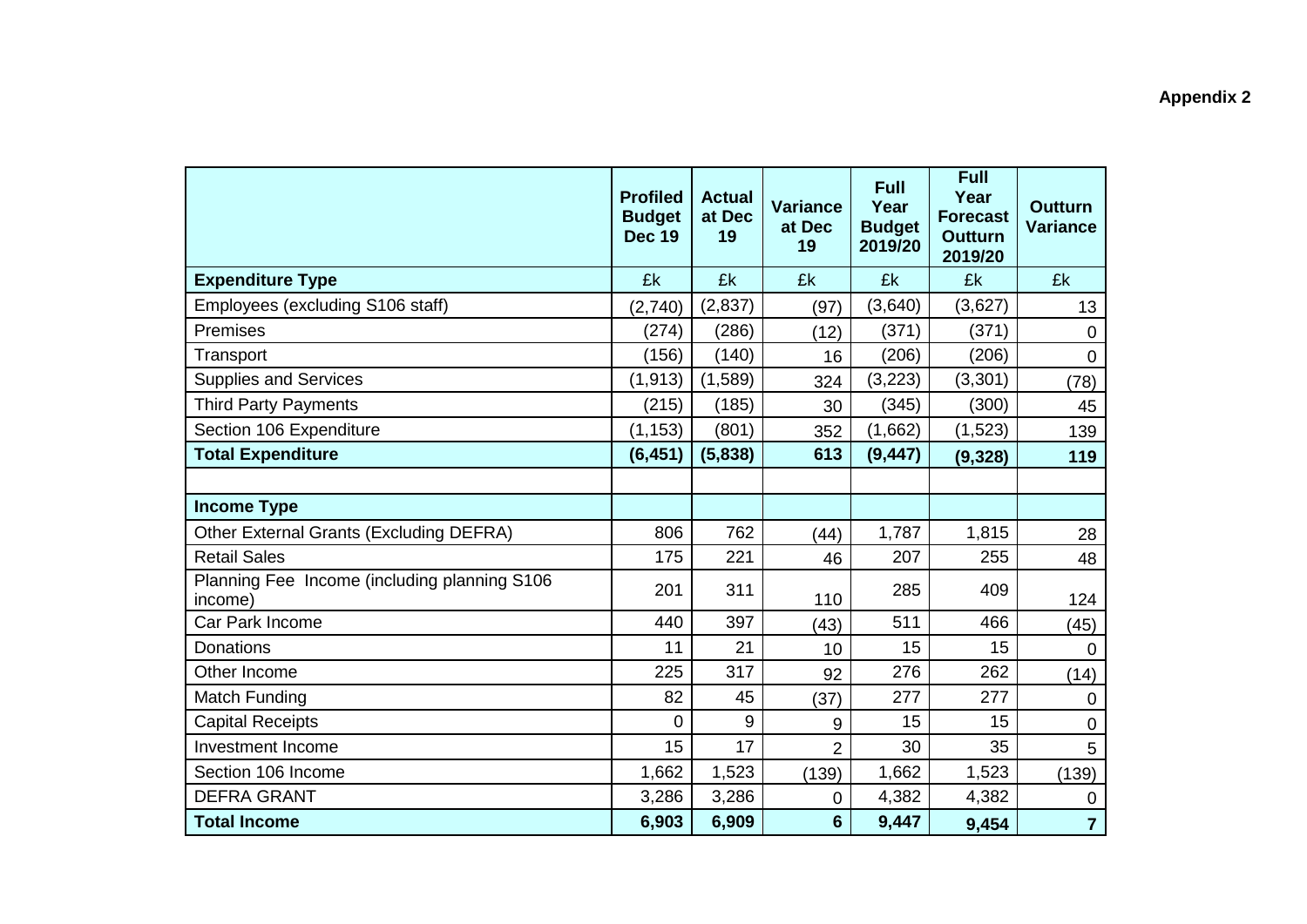**Appendix 2**

| | Profiled Budget Dec 19 | Actual at Dec 19 | Variance at Dec 19 | Full Year Budget 2019/20 | Full Year Forecast Outturn 2019/20 | Outturn Variance |
|---|---|---|---|---|---|---|
| **Expenditure Type** | £k | £k | £k | £k | £k | £k |
| Employees (excluding S106 staff) | (2,740) | (2,837) | (97) | (3,640) | (3,627) | 13 |
| Premises | (274) | (286) | (12) | (371) | (371) | 0 |
| Transport | (156) | (140) | 16 | (206) | (206) | 0 |
| Supplies and Services | (1,913) | (1,589) | 324 | (3,223) | (3,301) | (78) |
| Third Party Payments | (215) | (185) | 30 | (345) | (300) | 45 |
| Section 106 Expenditure | (1,153) | (801) | 352 | (1,662) | (1,523) | 139 |
| **Total Expenditure** | **(6,451)** | **(5,838)** | **613** | **(9,447)** | **(9,328)** | **119** |
| | | | | | | |
| **Income Type** | | | | | | |
| Other External Grants (Excluding DEFRA) | 806 | 762 | (44) | 1,787 | 1,815 | 28 |
| Retail Sales | 175 | 221 | 46 | 207 | 255 | 48 |
| Planning Fee Income (including planning S106 income) | 201 | 311 | 110 | 285 | 409 | 124 |
| Car Park Income | 440 | 397 | (43) | 511 | 466 | (45) |
| Donations | 11 | 21 | 10 | 15 | 15 | 0 |
| Other Income | 225 | 317 | 92 | 276 | 262 | (14) |
| Match Funding | 82 | 45 | (37) | 277 | 277 | 0 |
| Capital Receipts | 0 | 9 | 9 | 15 | 15 | 0 |
| Investment Income | 15 | 17 | 2 | 30 | 35 | 5 |
| Section 106 Income | 1,662 | 1,523 | (139) | 1,662 | 1,523 | (139) |
| DEFRA GRANT | 3,286 | 3,286 | 0 | 4,382 | 4,382 | 0 |
| **Total Income** | **6,903** | **6,909** | **6** | **9,447** | **9,454** | **7** |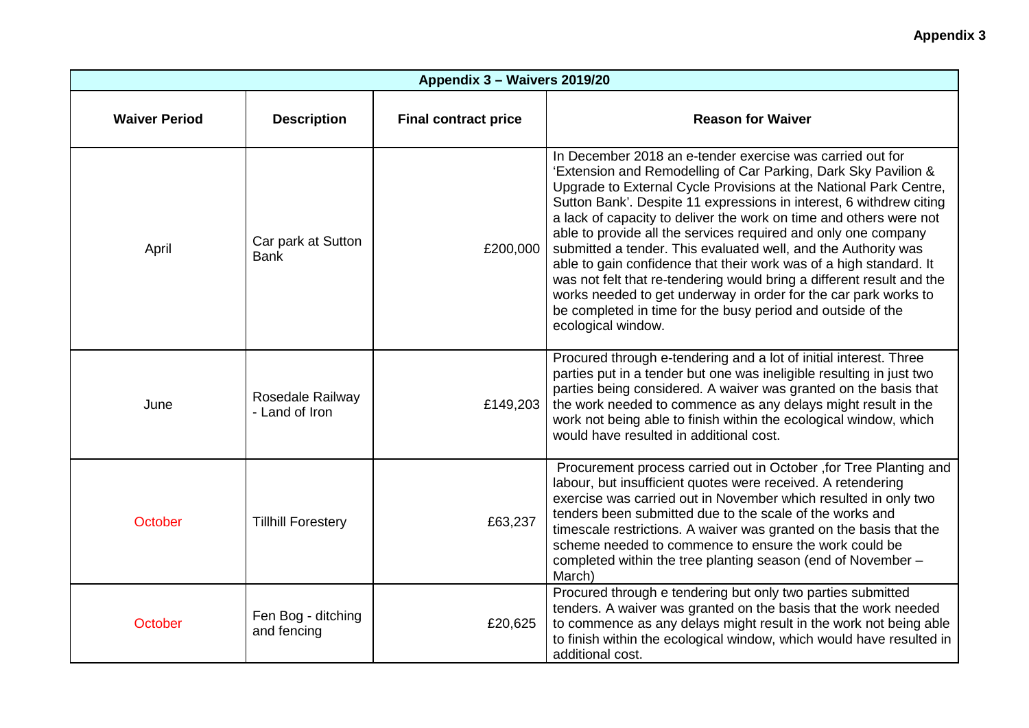**Appendix 3**

| Appendix 3 – Waivers 2019/20 | | | |
|---|---|---|---|
| **Waiver Period** | **Description** | **Final contract price** | **Reason for Waiver** |
| April | Car park at Sutton Bank | £200,000 | In December 2018 an e-tender exercise was carried out for 'Extension and Remodelling of Car Parking, Dark Sky Pavilion & Upgrade to External Cycle Provisions at the National Park Centre, Sutton Bank'. Despite 11 expressions in interest, 6 withdrew citing a lack of capacity to deliver the work on time and others were not able to provide all the services required and only one company submitted a tender. This evaluated well, and the Authority was able to gain confidence that their work was of a high standard. It was not felt that re-tendering would bring a different result and the works needed to get underway in order for the car park works to be completed in time for the busy period and outside of the ecological window. |
| June | Rosedale Railway - Land of Iron | £149,203 | Procured through e-tendering and a lot of initial interest. Three parties put in a tender but one was ineligible resulting in just two parties being considered. A waiver was granted on the basis that the work needed to commence as any delays might result in the work not being able to finish within the ecological window, which would have resulted in additional cost. |
| October | Tillhill Forestery | £63,237 | Procurement process carried out in October ,for Tree Planting and labour, but insufficient quotes were received. A retendering exercise was carried out in November which resulted in only two tenders been submitted due to the scale of the works and timescale restrictions. A waiver was granted on the basis that the scheme needed to commence to ensure the work could be completed within the tree planting season (end of November – March) |
| October | Fen Bog - ditching and fencing | £20,625 | Procured through e tendering but only two parties submitted tenders. A waiver was granted on the basis that the work needed to commence as any delays might result in the work not being able to finish within the ecological window, which would have resulted in additional cost. |